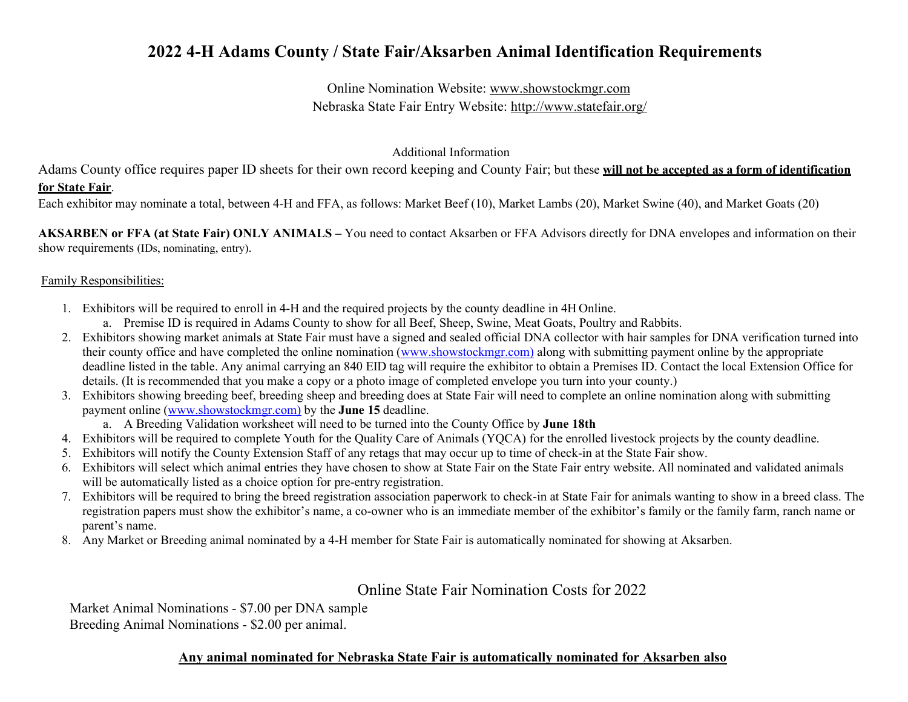# 2022 4-H Adams County / State Fair/Aksarben Animal Identification Requirements

Online Nomination Website: www.showstockmgr.com
Nebraska State Fair Entry Website: http://www.statefair.org/

Additional Information

Adams County office requires paper ID sheets for their own record keeping and County Fair; but these **<u>will not be accepted as a form of identification for State Fair</u>**.

Each exhibitor may nominate a total, between 4-H and FFA, as follows: Market Beef (10), Market Lambs (20), Market Swine (40), and Market Goats (20)

**AKSARBEN or FFA (at State Fair) ONLY ANIMALS –** You need to contact Aksarben or FFA Advisors directly for DNA envelopes and information on their show requirements (IDs, nominating, entry).

<u>Family Responsibilities:</u>

1. Exhibitors will be required to enroll in 4-H and the required projects by the county deadline in 4H Online.
   a. Premise ID is required in Adams County to show for all Beef, Sheep, Swine, Meat Goats, Poultry and Rabbits.
2. Exhibitors showing market animals at State Fair must have a signed and sealed official DNA collector with hair samples for DNA verification turned into their county office and have completed the online nomination (www.showstockmgr.com) along with submitting payment online by the appropriate deadline listed in the table. Any animal carrying an 840 EID tag will require the exhibitor to obtain a Premises ID. Contact the local Extension Office for details. (It is recommended that you make a copy or a photo image of completed envelope you turn into your county.)
3. Exhibitors showing breeding beef, breeding sheep and breeding does at State Fair will need to complete an online nomination along with submitting payment online (www.showstockmgr.com) by the **June 15** deadline.
   a. A Breeding Validation worksheet will need to be turned into the County Office by **June 18th**
4. Exhibitors will be required to complete Youth for the Quality Care of Animals (YQCA) for the enrolled livestock projects by the county deadline.
5. Exhibitors will notify the County Extension Staff of any retags that may occur up to time of check-in at the State Fair show.
6. Exhibitors will select which animal entries they have chosen to show at State Fair on the State Fair entry website. All nominated and validated animals will be automatically listed as a choice option for pre-entry registration.
7. Exhibitors will be required to bring the breed registration association paperwork to check-in at State Fair for animals wanting to show in a breed class. The registration papers must show the exhibitor's name, a co-owner who is an immediate member of the exhibitor's family or the family farm, ranch name or parent's name.
8. Any Market or Breeding animal nominated by a 4-H member for State Fair is automatically nominated for showing at Aksarben.

## Online State Fair Nomination Costs for 2022

Market Animal Nominations - $7.00 per DNA sample
Breeding Animal Nominations - $2.00 per animal.

**<u>Any animal nominated for Nebraska State Fair is automatically nominated for Aksarben also</u>**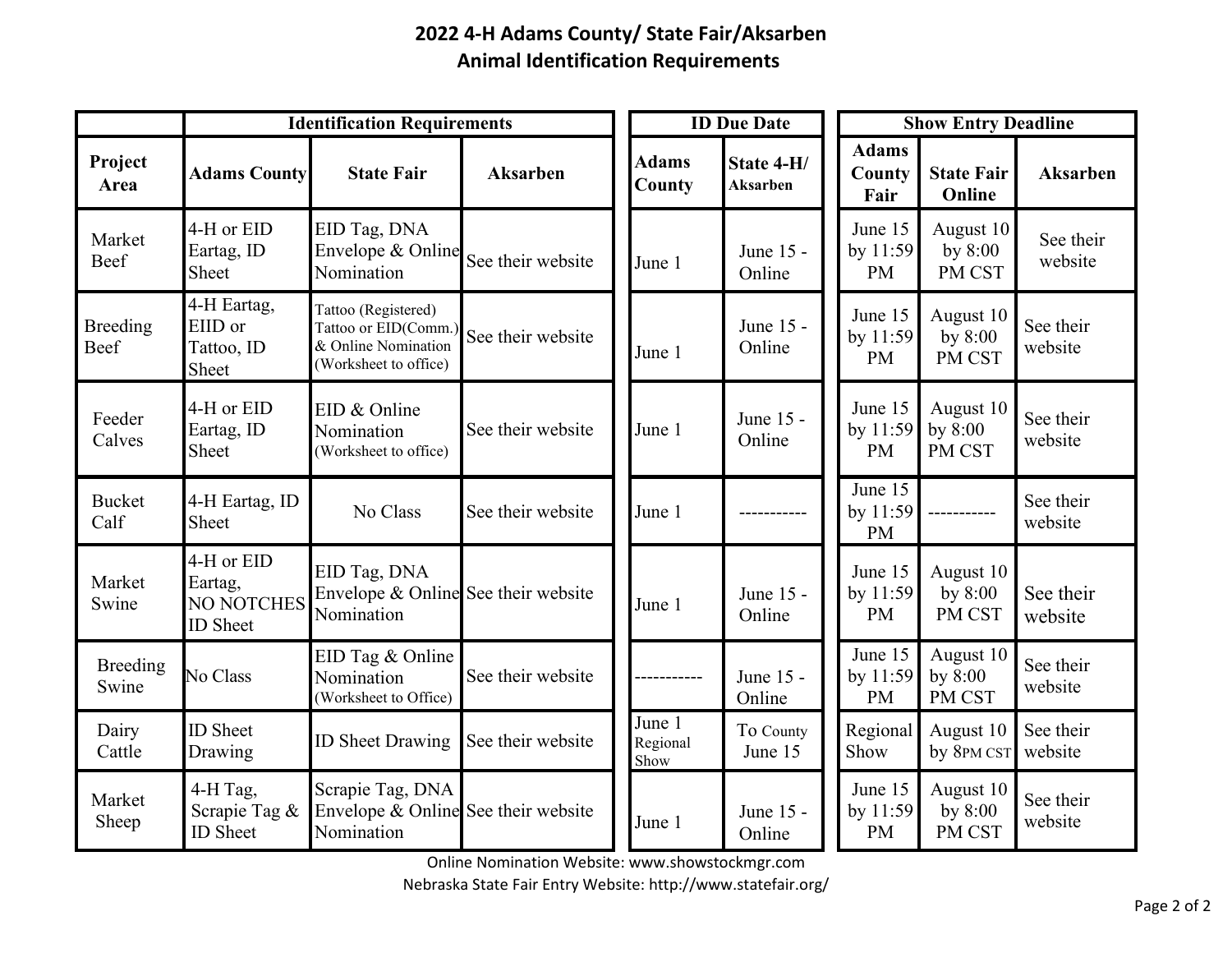## 2022 4-H Adams County/ State Fair/Aksarben
## Animal Identification Requirements

| | Identification Requirements | | | ID Due Date | | Show Entry Deadline | | |
|---|---|---|---|---|---|---|---|---|
| **Project Area** | **Adams County** | **State Fair** | **Aksarben** | **Adams County** | **State 4-H/ Aksarben** | **Adams County Fair** | **State Fair Online** | **Aksarben** |
| Market Beef | 4-H or EID Eartag, ID Sheet | EID Tag, DNA Envelope & Online Nomination | See their website | June 1 | June 15 - Online | June 15 by 11:59 PM | August 10 by 8:00 PM CST | See their website |
| Breeding Beef | 4-H Eartag, EIID or Tattoo, ID Sheet | Tattoo (Registered) Tattoo or EID(Comm.) & Online Nomination (Worksheet to office) | See their website | June 1 | June 15 - Online | June 15 by 11:59 PM | August 10 by 8:00 PM CST | See their website |
| Feeder Calves | 4-H or EID Eartag, ID Sheet | EID & Online Nomination (Worksheet to office) | See their website | June 1 | June 15 - Online | June 15 by 11:59 PM | August 10 by 8:00 PM CST | See their website |
| Bucket Calf | 4-H Eartag, ID Sheet | No Class | See their website | June 1 | ----------- | June 15 by 11:59 PM | ----------- | See their website |
| Market Swine | 4-H or EID Eartag, NO NOTCHES ID Sheet | EID Tag, DNA Envelope & Online Nomination | See their website | June 1 | June 15 - Online | June 15 by 11:59 PM | August 10 by 8:00 PM CST | See their website |
| Breeding Swine | No Class | EID Tag & Online Nomination (Worksheet to Office) | See their website | ----------- | June 15 - Online | June 15 by 11:59 PM | August 10 by 8:00 PM CST | See their website |
| Dairy Cattle | ID Sheet Drawing | ID Sheet Drawing | See their website | June 1 Regional Show | To County June 15 | Regional Show | August 10 by 8PM CST | See their website |
| Market Sheep | 4-H Tag, Scrapie Tag & ID Sheet | Scrapie Tag, DNA Envelope & Online Nomination | See their website | June 1 | June 15 - Online | June 15 by 11:59 PM | August 10 by 8:00 PM CST | See their website |

Online Nomination Website: www.showstockmgr.com

Nebraska State Fair Entry Website: http://www.statefair.org/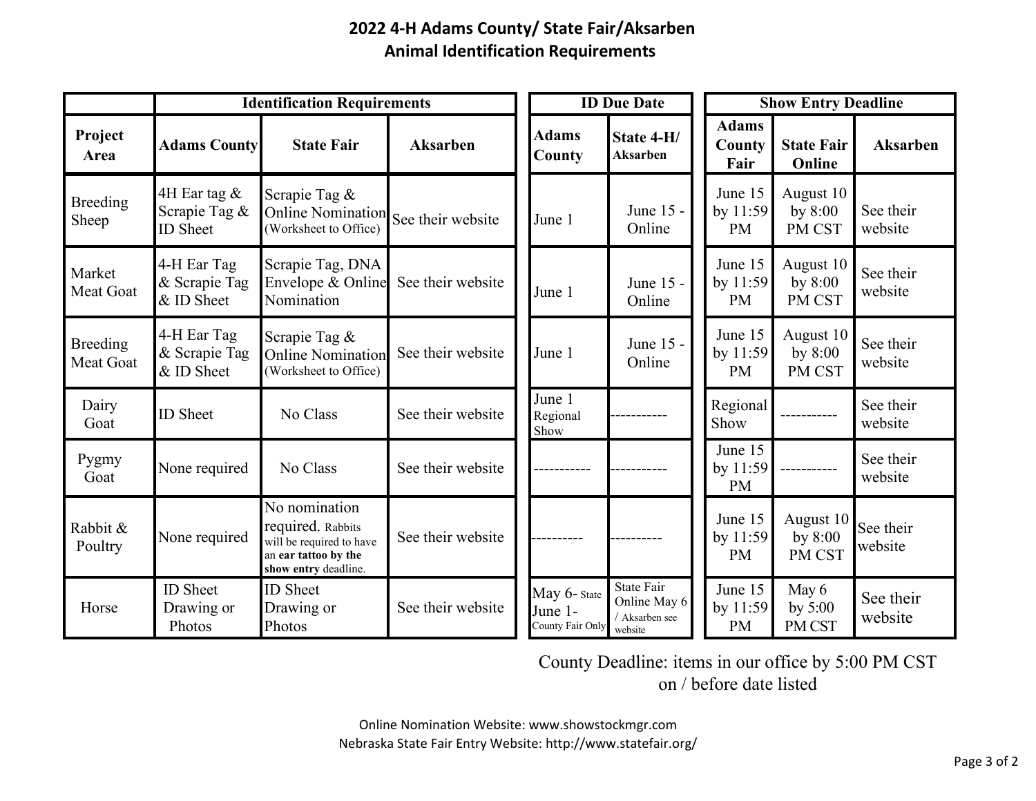# 2022 4-H Adams County/ State Fair/Aksarben
## Animal Identification Requirements

| | Identification Requirements | | | ID Due Date | | Show Entry Deadline | | |
|---|---|---|---|---|---|---|---|---|
| **Project Area** | **Adams County** | **State Fair** | **Aksarben** | **Adams County** | **State 4-H/ Aksarben** | **Adams County Fair** | **State Fair Online** | **Aksarben** |
| Breeding Sheep | 4H Ear tag & Scrapie Tag & ID Sheet | Scrapie Tag & Online Nomination (Worksheet to Office) | See their website | June 1 | June 15 - Online | June 15 by 11:59 PM | August 10 by 8:00 PM CST | See their website |
| Market Meat Goat | 4-H Ear Tag & Scrapie Tag & ID Sheet | Scrapie Tag, DNA Envelope & Online Nomination | See their website | June 1 | June 15 - Online | June 15 by 11:59 PM | August 10 by 8:00 PM CST | See their website |
| Breeding Meat Goat | 4-H Ear Tag & Scrapie Tag & ID Sheet | Scrapie Tag & Online Nomination (Worksheet to Office) | See their website | June 1 | June 15 - Online | June 15 by 11:59 PM | August 10 by 8:00 PM CST | See their website |
| Dairy Goat | ID Sheet | No Class | See their website | June 1 Regional Show | ----------- | Regional Show | ----------- | See their website |
| Pygmy Goat | None required | No Class | See their website | ----------- | ----------- | June 15 by 11:59 PM | ----------- | See their website |
| Rabbit & Poultry | None required | No nomination required. Rabbits will be required to have an **ear tattoo by the show entry** deadline. | See their website | ---------- | ---------- | June 15 by 11:59 PM | August 10 by 8:00 PM CST | See their website |
| Horse | ID Sheet Drawing or Photos | ID Sheet Drawing or Photos | See their website | May 6- State June 1- County Fair Only | State Fair Online May 6 / Aksarben see website | June 15 by 11:59 PM | May 6 by 5:00 PM CST | See their website |

County Deadline: items in our office by 5:00 PM CST on / before date listed

Online Nomination Website: www.showstockmgr.com

Nebraska State Fair Entry Website: http://www.statefair.org/